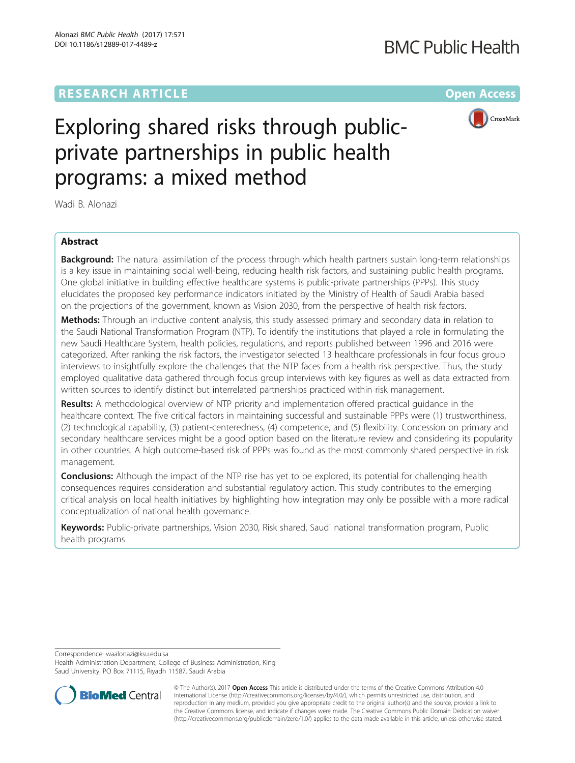RESEARCH ARTICLE

Open Access

# Exploring shared risks through public-private partnerships in public health programs: a mixed method

Wadi B. Alonazi

## Abstract

**Background:** The natural assimilation of the process through which health partners sustain long-term relationships is a key issue in maintaining social well-being, reducing health risk factors, and sustaining public health programs. One global initiative in building effective healthcare systems is public-private partnerships (PPPs). This study elucidates the proposed key performance indicators initiated by the Ministry of Health of Saudi Arabia based on the projections of the government, known as Vision 2030, from the perspective of health risk factors.

**Methods:** Through an inductive content analysis, this study assessed primary and secondary data in relation to the Saudi National Transformation Program (NTP). To identify the institutions that played a role in formulating the new Saudi Healthcare System, health policies, regulations, and reports published between 1996 and 2016 were categorized. After ranking the risk factors, the investigator selected 13 healthcare professionals in four focus group interviews to insightfully explore the challenges that the NTP faces from a health risk perspective. Thus, the study employed qualitative data gathered through focus group interviews with key figures as well as data extracted from written sources to identify distinct but interrelated partnerships practiced within risk management.

**Results:** A methodological overview of NTP priority and implementation offered practical guidance in the healthcare context. The five critical factors in maintaining successful and sustainable PPPs were (1) trustworthiness, (2) technological capability, (3) patient-centeredness, (4) competence, and (5) flexibility. Concession on primary and secondary healthcare services might be a good option based on the literature review and considering its popularity in other countries. A high outcome-based risk of PPPs was found as the most commonly shared perspective in risk management.

**Conclusions:** Although the impact of the NTP rise has yet to be explored, its potential for challenging health consequences requires consideration and substantial regulatory action. This study contributes to the emerging critical analysis on local health initiatives by highlighting how integration may only be possible with a more radical conceptualization of national health governance.

**Keywords:** Public-private partnerships, Vision 2030, Risk shared, Saudi national transformation program, Public health programs

Correspondence: waalonazi@ksu.edu.sa

Health Administration Department, College of Business Administration, King Saud University, PO Box 71115, Riyadh 11587, Saudi Arabia

© The Author(s). 2017 **Open Access** This article is distributed under the terms of the Creative Commons Attribution 4.0 International License (http://creativecommons.org/licenses/by/4.0/), which permits unrestricted use, distribution, and reproduction in any medium, provided you give appropriate credit to the original author(s) and the source, provide a link to the Creative Commons license, and indicate if changes were made. The Creative Commons Public Domain Dedication waiver (http://creativecommons.org/publicdomain/zero/1.0/) applies to the data made available in this article, unless otherwise stated.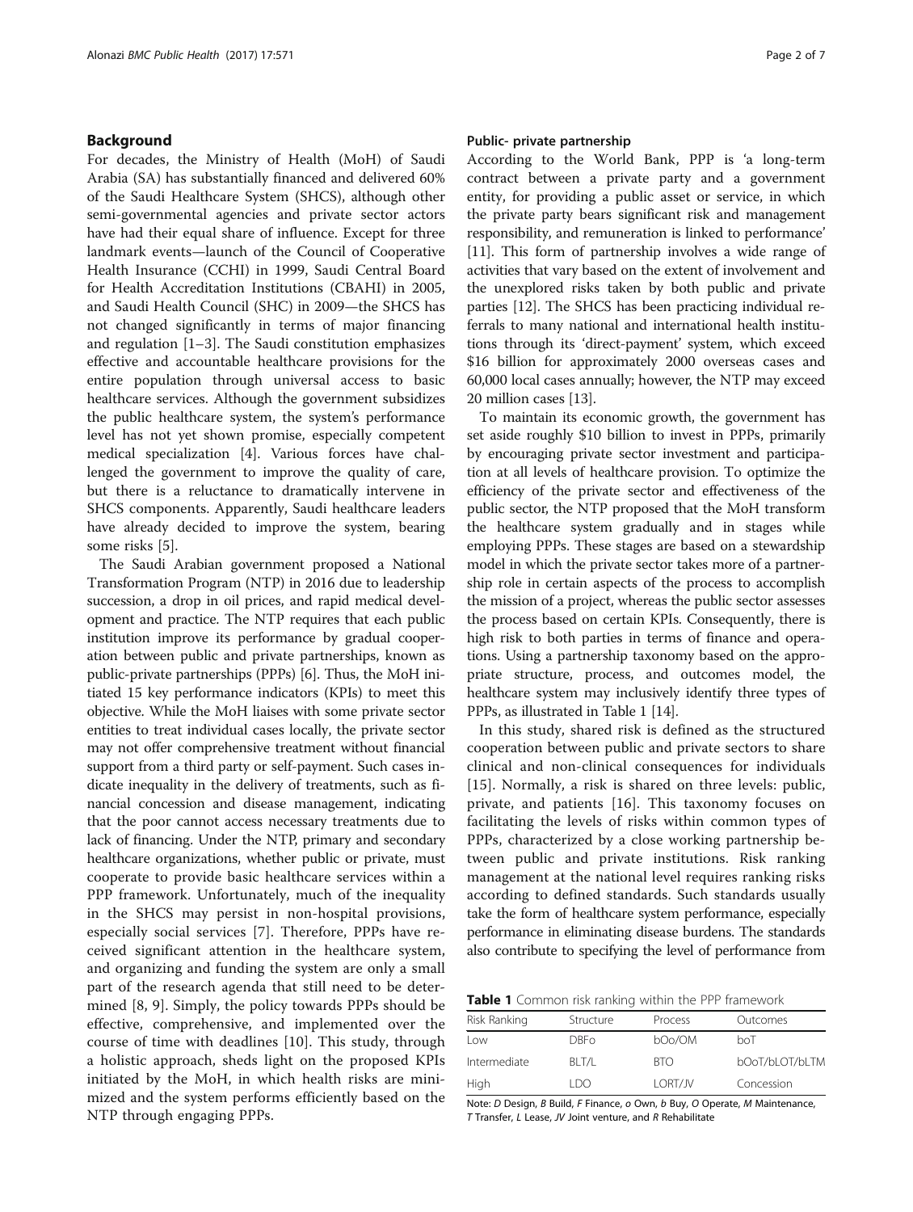## Background

For decades, the Ministry of Health (MoH) of Saudi Arabia (SA) has substantially financed and delivered 60% of the Saudi Healthcare System (SHCS), although other semi-governmental agencies and private sector actors have had their equal share of influence. Except for three landmark events—launch of the Council of Cooperative Health Insurance (CCHI) in 1999, Saudi Central Board for Health Accreditation Institutions (CBAHI) in 2005, and Saudi Health Council (SHC) in 2009—the SHCS has not changed significantly in terms of major financing and regulation [1–3]. The Saudi constitution emphasizes effective and accountable healthcare provisions for the entire population through universal access to basic healthcare services. Although the government subsidizes the public healthcare system, the system's performance level has not yet shown promise, especially competent medical specialization [4]. Various forces have challenged the government to improve the quality of care, but there is a reluctance to dramatically intervene in SHCS components. Apparently, Saudi healthcare leaders have already decided to improve the system, bearing some risks [5].

The Saudi Arabian government proposed a National Transformation Program (NTP) in 2016 due to leadership succession, a drop in oil prices, and rapid medical development and practice. The NTP requires that each public institution improve its performance by gradual cooperation between public and private partnerships, known as public-private partnerships (PPPs) [6]. Thus, the MoH initiated 15 key performance indicators (KPIs) to meet this objective. While the MoH liaises with some private sector entities to treat individual cases locally, the private sector may not offer comprehensive treatment without financial support from a third party or self-payment. Such cases indicate inequality in the delivery of treatments, such as financial concession and disease management, indicating that the poor cannot access necessary treatments due to lack of financing. Under the NTP, primary and secondary healthcare organizations, whether public or private, must cooperate to provide basic healthcare services within a PPP framework. Unfortunately, much of the inequality in the SHCS may persist in non-hospital provisions, especially social services [7]. Therefore, PPPs have received significant attention in the healthcare system, and organizing and funding the system are only a small part of the research agenda that still need to be determined [8, 9]. Simply, the policy towards PPPs should be effective, comprehensive, and implemented over the course of time with deadlines [10]. This study, through a holistic approach, sheds light on the proposed KPIs initiated by the MoH, in which health risks are minimized and the system performs efficiently based on the NTP through engaging PPPs.

### Public- private partnership

According to the World Bank, PPP is 'a long-term contract between a private party and a government entity, for providing a public asset or service, in which the private party bears significant risk and management responsibility, and remuneration is linked to performance' [11]. This form of partnership involves a wide range of activities that vary based on the extent of involvement and the unexplored risks taken by both public and private parties [12]. The SHCS has been practicing individual referrals to many national and international health institutions through its 'direct-payment' system, which exceed $16 billion for approximately 2000 overseas cases and 60,000 local cases annually; however, the NTP may exceed 20 million cases [13].

To maintain its economic growth, the government has set aside roughly $10 billion to invest in PPPs, primarily by encouraging private sector investment and participation at all levels of healthcare provision. To optimize the efficiency of the private sector and effectiveness of the public sector, the NTP proposed that the MoH transform the healthcare system gradually and in stages while employing PPPs. These stages are based on a stewardship model in which the private sector takes more of a partnership role in certain aspects of the process to accomplish the mission of a project, whereas the public sector assesses the process based on certain KPIs. Consequently, there is high risk to both parties in terms of finance and operations. Using a partnership taxonomy based on the appropriate structure, process, and outcomes model, the healthcare system may inclusively identify three types of PPPs, as illustrated in Table 1 [14].

In this study, shared risk is defined as the structured cooperation between public and private sectors to share clinical and non-clinical consequences for individuals [15]. Normally, a risk is shared on three levels: public, private, and patients [16]. This taxonomy focuses on facilitating the levels of risks within common types of PPPs, characterized by a close working partnership between public and private institutions. Risk ranking management at the national level requires ranking risks according to defined standards. Such standards usually take the form of healthcare system performance, especially performance in eliminating disease burdens. The standards also contribute to specifying the level of performance from

**Table 1** Common risk ranking within the PPP framework

| Risk Ranking | Structure | Process | Outcomes |
|---|---|---|---|
| Low | DBFo | bOo/OM | boT |
| Intermediate | BLT/L | BTO | bOoT/bLOT/bLTM |
| High | LDO | LORT/JV | Concession |

Note: *D* Design, *B* Build, *F* Finance, *o* Own, *b* Buy, *O* Operate, *M* Maintenance, *T* Transfer, *L* Lease, *JV* Joint venture, and *R* Rehabilitate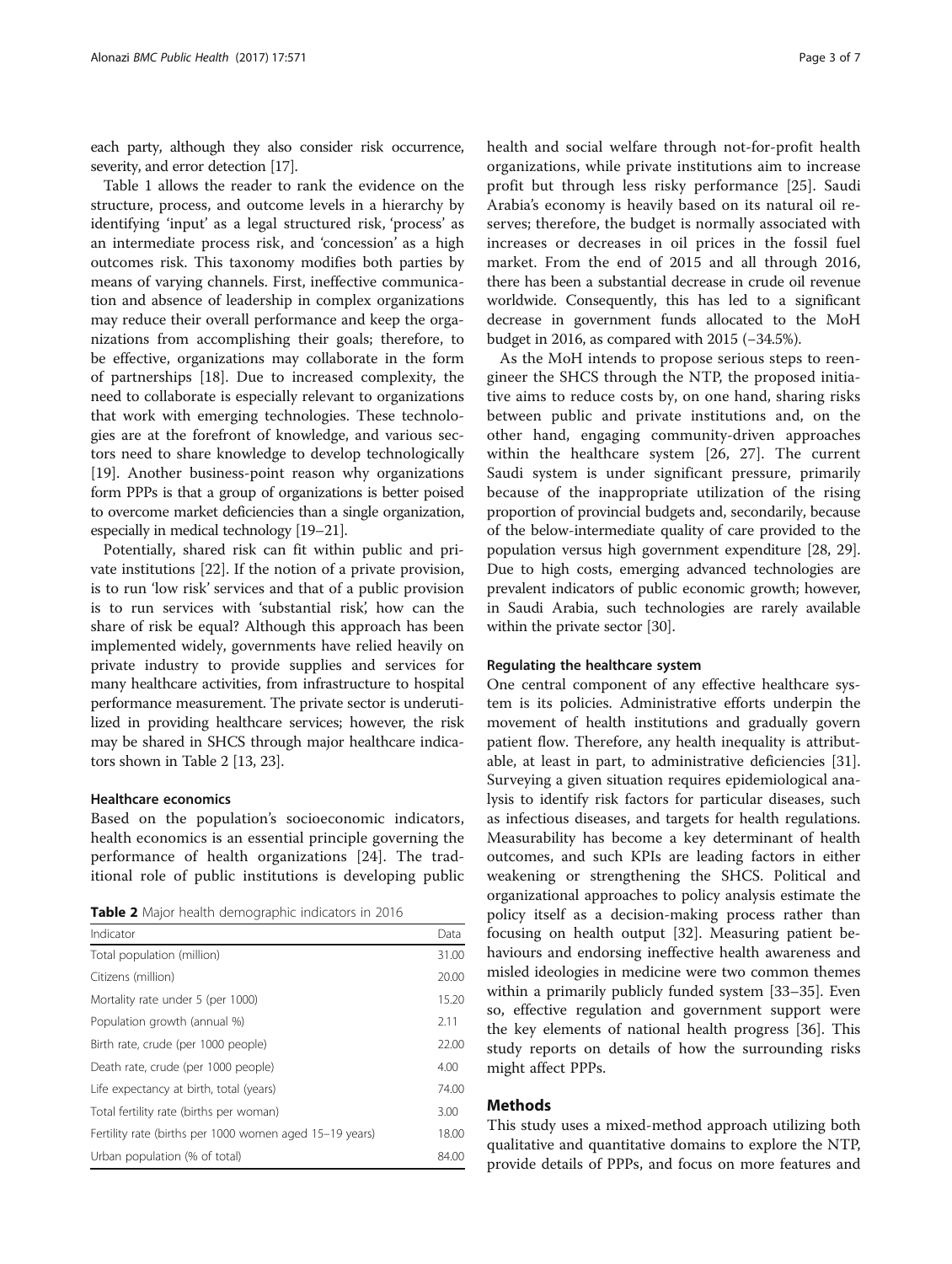each party, although they also consider risk occurrence, severity, and error detection [17].

Table 1 allows the reader to rank the evidence on the structure, process, and outcome levels in a hierarchy by identifying 'input' as a legal structured risk, 'process' as an intermediate process risk, and 'concession' as a high outcomes risk. This taxonomy modifies both parties by means of varying channels. First, ineffective communication and absence of leadership in complex organizations may reduce their overall performance and keep the organizations from accomplishing their goals; therefore, to be effective, organizations may collaborate in the form of partnerships [18]. Due to increased complexity, the need to collaborate is especially relevant to organizations that work with emerging technologies. These technologies are at the forefront of knowledge, and various sectors need to share knowledge to develop technologically [19]. Another business-point reason why organizations form PPPs is that a group of organizations is better poised to overcome market deficiencies than a single organization, especially in medical technology [19–21].

Potentially, shared risk can fit within public and private institutions [22]. If the notion of a private provision, is to run 'low risk' services and that of a public provision is to run services with 'substantial risk', how can the share of risk be equal? Although this approach has been implemented widely, governments have relied heavily on private industry to provide supplies and services for many healthcare activities, from infrastructure to hospital performance measurement. The private sector is underutilized in providing healthcare services; however, the risk may be shared in SHCS through major healthcare indicators shown in Table 2 [13, 23].

### Healthcare economics

Based on the population's socioeconomic indicators, health economics is an essential principle governing the performance of health organizations [24]. The traditional role of public institutions is developing public health and social welfare through not-for-profit health organizations, while private institutions aim to increase profit but through less risky performance [25]. Saudi Arabia's economy is heavily based on its natural oil reserves; therefore, the budget is normally associated with increases or decreases in oil prices in the fossil fuel market. From the end of 2015 and all through 2016, there has been a substantial decrease in crude oil revenue worldwide. Consequently, this has led to a significant decrease in government funds allocated to the MoH budget in 2016, as compared with 2015 (−34.5%).

**Table 2** Major health demographic indicators in 2016

| Indicator | Data |
|---|---|
| Total population (million) | 31.00 |
| Citizens (million) | 20.00 |
| Mortality rate under 5 (per 1000) | 15.20 |
| Population growth (annual %) | 2.11 |
| Birth rate, crude (per 1000 people) | 22.00 |
| Death rate, crude (per 1000 people) | 4.00 |
| Life expectancy at birth, total (years) | 74.00 |
| Total fertility rate (births per woman) | 3.00 |
| Fertility rate (births per 1000 women aged 15–19 years) | 18.00 |
| Urban population (% of total) | 84.00 |

As the MoH intends to propose serious steps to reengineer the SHCS through the NTP, the proposed initiative aims to reduce costs by, on one hand, sharing risks between public and private institutions and, on the other hand, engaging community-driven approaches within the healthcare system [26, 27]. The current Saudi system is under significant pressure, primarily because of the inappropriate utilization of the rising proportion of provincial budgets and, secondarily, because of the below-intermediate quality of care provided to the population versus high government expenditure [28, 29]. Due to high costs, emerging advanced technologies are prevalent indicators of public economic growth; however, in Saudi Arabia, such technologies are rarely available within the private sector [30].

### Regulating the healthcare system

One central component of any effective healthcare system is its policies. Administrative efforts underpin the movement of health institutions and gradually govern patient flow. Therefore, any health inequality is attributable, at least in part, to administrative deficiencies [31]. Surveying a given situation requires epidemiological analysis to identify risk factors for particular diseases, such as infectious diseases, and targets for health regulations. Measurability has become a key determinant of health outcomes, and such KPIs are leading factors in either weakening or strengthening the SHCS. Political and organizational approaches to policy analysis estimate the policy itself as a decision-making process rather than focusing on health output [32]. Measuring patient behaviours and endorsing ineffective health awareness and misled ideologies in medicine were two common themes within a primarily publicly funded system [33–35]. Even so, effective regulation and government support were the key elements of national health progress [36]. This study reports on details of how the surrounding risks might affect PPPs.

## Methods

This study uses a mixed-method approach utilizing both qualitative and quantitative domains to explore the NTP, provide details of PPPs, and focus on more features and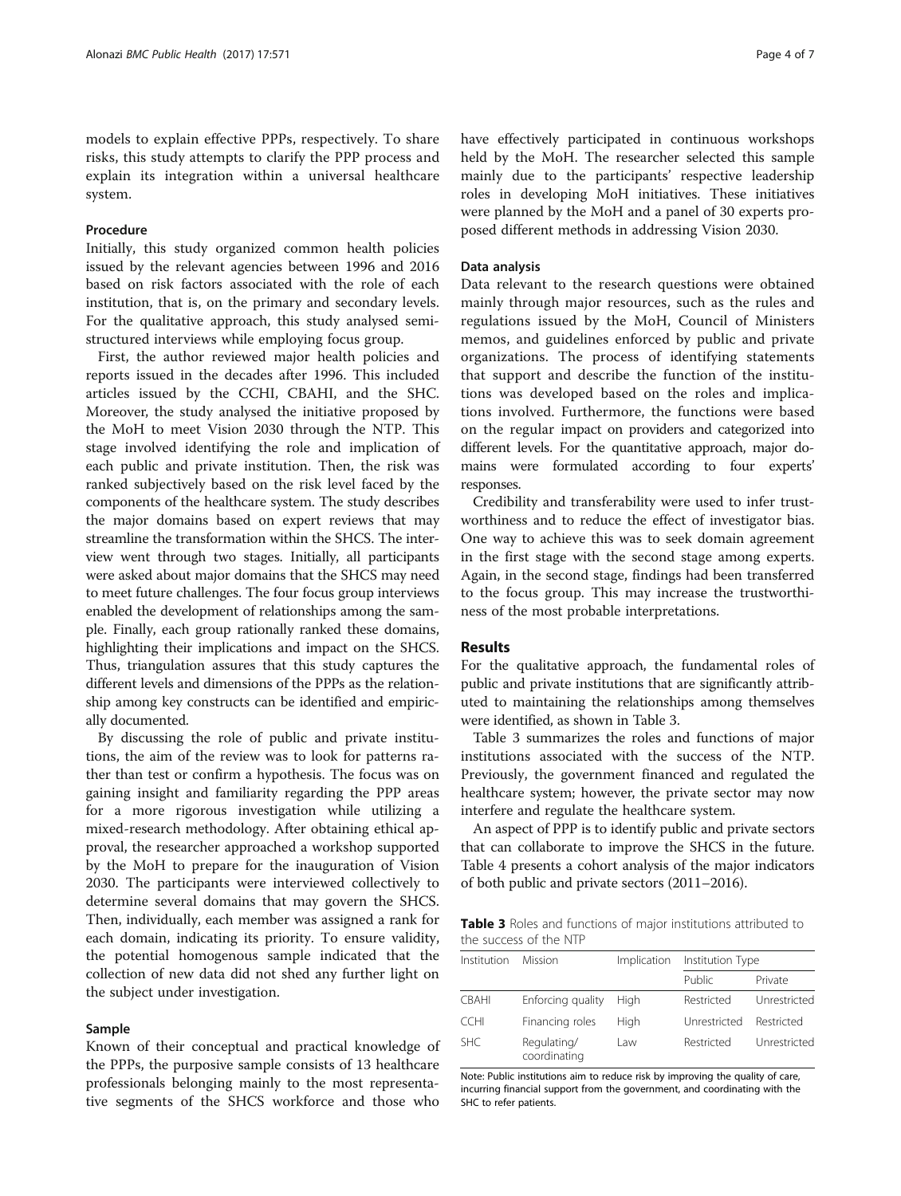models to explain effective PPPs, respectively. To share risks, this study attempts to clarify the PPP process and explain its integration within a universal healthcare system.

### Procedure

Initially, this study organized common health policies issued by the relevant agencies between 1996 and 2016 based on risk factors associated with the role of each institution, that is, on the primary and secondary levels. For the qualitative approach, this study analysed semi-structured interviews while employing focus group.

First, the author reviewed major health policies and reports issued in the decades after 1996. This included articles issued by the CCHI, CBAHI, and the SHC. Moreover, the study analysed the initiative proposed by the MoH to meet Vision 2030 through the NTP. This stage involved identifying the role and implication of each public and private institution. Then, the risk was ranked subjectively based on the risk level faced by the components of the healthcare system. The study describes the major domains based on expert reviews that may streamline the transformation within the SHCS. The interview went through two stages. Initially, all participants were asked about major domains that the SHCS may need to meet future challenges. The four focus group interviews enabled the development of relationships among the sample. Finally, each group rationally ranked these domains, highlighting their implications and impact on the SHCS. Thus, triangulation assures that this study captures the different levels and dimensions of the PPPs as the relationship among key constructs can be identified and empirically documented.

By discussing the role of public and private institutions, the aim of the review was to look for patterns rather than test or confirm a hypothesis. The focus was on gaining insight and familiarity regarding the PPP areas for a more rigorous investigation while utilizing a mixed-research methodology. After obtaining ethical approval, the researcher approached a workshop supported by the MoH to prepare for the inauguration of Vision 2030. The participants were interviewed collectively to determine several domains that may govern the SHCS. Then, individually, each member was assigned a rank for each domain, indicating its priority. To ensure validity, the potential homogenous sample indicated that the collection of new data did not shed any further light on the subject under investigation.

### Sample

Known of their conceptual and practical knowledge of the PPPs, the purposive sample consists of 13 healthcare professionals belonging mainly to the most representative segments of the SHCS workforce and those who have effectively participated in continuous workshops held by the MoH. The researcher selected this sample mainly due to the participants' respective leadership roles in developing MoH initiatives. These initiatives were planned by the MoH and a panel of 30 experts proposed different methods in addressing Vision 2030.

### Data analysis

Data relevant to the research questions were obtained mainly through major resources, such as the rules and regulations issued by the MoH, Council of Ministers memos, and guidelines enforced by public and private organizations. The process of identifying statements that support and describe the function of the institutions was developed based on the roles and implications involved. Furthermore, the functions were based on the regular impact on providers and categorized into different levels. For the quantitative approach, major domains were formulated according to four experts' responses.

Credibility and transferability were used to infer trustworthiness and to reduce the effect of investigator bias. One way to achieve this was to seek domain agreement in the first stage with the second stage among experts. Again, in the second stage, findings had been transferred to the focus group. This may increase the trustworthiness of the most probable interpretations.

## Results

For the qualitative approach, the fundamental roles of public and private institutions that are significantly attributed to maintaining the relationships among themselves were identified, as shown in Table 3.

Table 3 summarizes the roles and functions of major institutions associated with the success of the NTP. Previously, the government financed and regulated the healthcare system; however, the private sector may now interfere and regulate the healthcare system.

An aspect of PPP is to identify public and private sectors that can collaborate to improve the SHCS in the future. Table 4 presents a cohort analysis of the major indicators of both public and private sectors (2011–2016).

**Table 3** Roles and functions of major institutions attributed to the success of the NTP

| Institution | Mission | Implication | Institution Type | |
|---|---|---|---|---|
| | | | Public | Private |
| CBAHI | Enforcing quality | High | Restricted | Unrestricted |
| CCHI | Financing roles | High | Unrestricted | Restricted |
| SHC | Regulating/ coordinating | Law | Restricted | Unrestricted |

Note: Public institutions aim to reduce risk by improving the quality of care, incurring financial support from the government, and coordinating with the SHC to refer patients.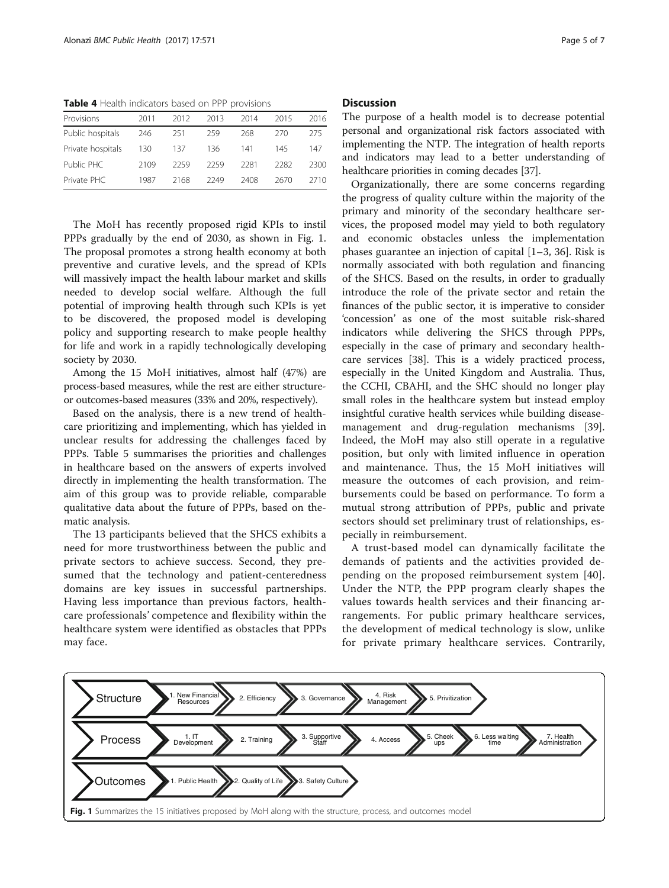**Table 4** Health indicators based on PPP provisions

| Provisions | 2011 | 2012 | 2013 | 2014 | 2015 | 2016 |
|---|---|---|---|---|---|---|
| Public hospitals | 246 | 251 | 259 | 268 | 270 | 275 |
| Private hospitals | 130 | 137 | 136 | 141 | 145 | 147 |
| Public PHC | 2109 | 2259 | 2259 | 2281 | 2282 | 2300 |
| Private PHC | 1987 | 2168 | 2249 | 2408 | 2670 | 2710 |

The MoH has recently proposed rigid KPIs to instil PPPs gradually by the end of 2030, as shown in Fig. 1. The proposal promotes a strong health economy at both preventive and curative levels, and the spread of KPIs will massively impact the health labour market and skills needed to develop social welfare. Although the full potential of improving health through such KPIs is yet to be discovered, the proposed model is developing policy and supporting research to make people healthy for life and work in a rapidly technologically developing society by 2030.

Among the 15 MoH initiatives, almost half (47%) are process-based measures, while the rest are either structure- or outcomes-based measures (33% and 20%, respectively).

Based on the analysis, there is a new trend of healthcare prioritizing and implementing, which has yielded in unclear results for addressing the challenges faced by PPPs. Table 5 summarises the priorities and challenges in healthcare based on the answers of experts involved directly in implementing the health transformation. The aim of this group was to provide reliable, comparable qualitative data about the future of PPPs, based on thematic analysis.

The 13 participants believed that the SHCS exhibits a need for more trustworthiness between the public and private sectors to achieve success. Second, they presumed that the technology and patient-centeredness domains are key issues in successful partnerships. Having less importance than previous factors, healthcare professionals' competence and flexibility within the healthcare system were identified as obstacles that PPPs may face.

## Discussion

The purpose of a health model is to decrease potential personal and organizational risk factors associated with implementing the NTP. The integration of health reports and indicators may lead to a better understanding of healthcare priorities in coming decades [37].

Organizationally, there are some concerns regarding the progress of quality culture within the majority of the primary and minority of the secondary healthcare services, the proposed model may yield to both regulatory and economic obstacles unless the implementation phases guarantee an injection of capital [1–3, 36]. Risk is normally associated with both regulation and financing of the SHCS. Based on the results, in order to gradually introduce the role of the private sector and retain the finances of the public sector, it is imperative to consider 'concession' as one of the most suitable risk-shared indicators while delivering the SHCS through PPPs, especially in the case of primary and secondary healthcare services [38]. This is a widely practiced process, especially in the United Kingdom and Australia. Thus, the CCHI, CBAHI, and the SHC should no longer play small roles in the healthcare system but instead employ insightful curative health services while building disease-management and drug-regulation mechanisms [39]. Indeed, the MoH may also still operate in a regulative position, but only with limited influence in operation and maintenance. Thus, the 15 MoH initiatives will measure the outcomes of each provision, and reimbursements could be based on performance. To form a mutual strong attribution of PPPs, public and private sectors should set preliminary trust of relationships, especially in reimbursement.

A trust-based model can dynamically facilitate the demands of patients and the activities provided depending on the proposed reimbursement system [40]. Under the NTP, the PPP program clearly shapes the values towards health services and their financing arrangements. For public primary healthcare services, the development of medical technology is slow, unlike for private primary healthcare services. Contrarily,

| | | | | | | | |
|---|---|---|---|---|---|---|---|
| Structure | 1. New Financial Resources | 2. Efficiency | 3. Governance | 4. Risk Management | 5. Privitization | | |
| Process | 1. IT Development | 2. Training | 3. Supportive Staff | 4. Access | 5. Check ups | 6. Less waiting time | 7. Health Administration |
| Outcomes | 1. Public Health | 2. Quality of Life | 3. Safety Culture | | | | |

**Fig. 1** Summarizes the 15 initiatives proposed by MoH along with the structure, process, and outcomes model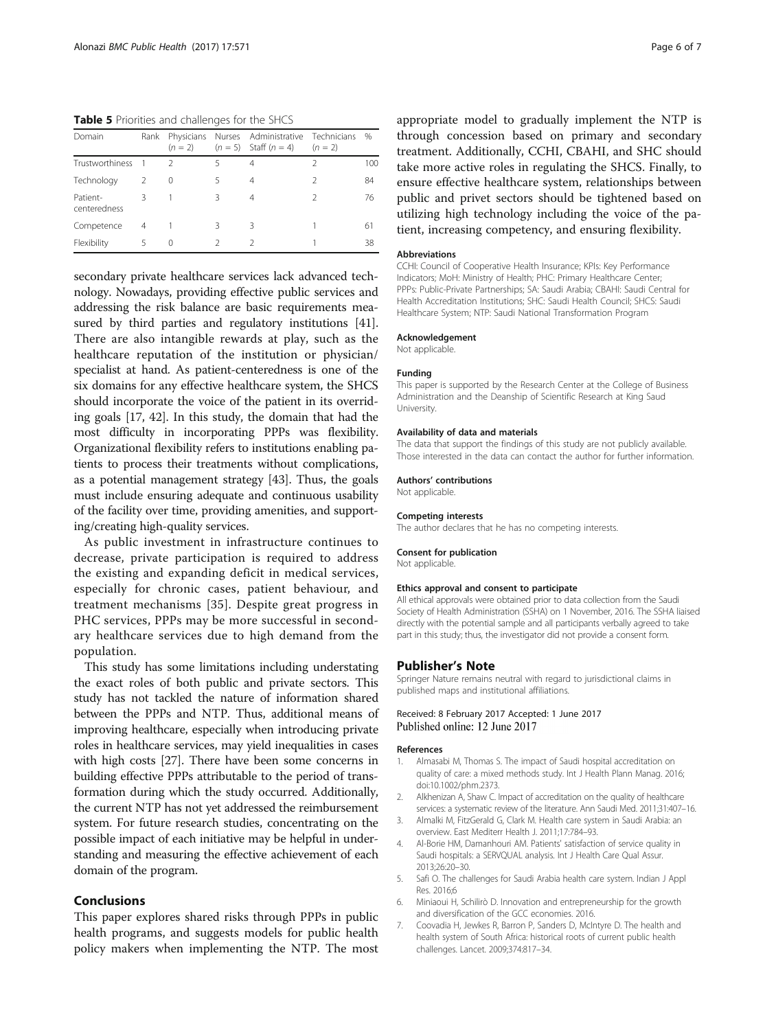**Table 5** Priorities and challenges for the SHCS

| Domain | Rank | Physicians (n = 2) | Nurses (n = 5) | Administrative Staff (n = 4) | Technicians (n = 2) | % |
|---|---|---|---|---|---|---|
| Trustworthiness | 1 | 2 | 5 | 4 | 2 | 100 |
| Technology | 2 | 0 | 5 | 4 | 2 | 84 |
| Patient-centeredness | 3 | 1 | 3 | 4 | 2 | 76 |
| Competence | 4 | 1 | 3 | 3 | 1 | 61 |
| Flexibility | 5 | 0 | 2 | 2 | 1 | 38 |

secondary private healthcare services lack advanced technology. Nowadays, providing effective public services and addressing the risk balance are basic requirements measured by third parties and regulatory institutions [41]. There are also intangible rewards at play, such as the healthcare reputation of the institution or physician/specialist at hand. As patient-centeredness is one of the six domains for any effective healthcare system, the SHCS should incorporate the voice of the patient in its overriding goals [17, 42]. In this study, the domain that had the most difficulty in incorporating PPPs was flexibility. Organizational flexibility refers to institutions enabling patients to process their treatments without complications, as a potential management strategy [43]. Thus, the goals must include ensuring adequate and continuous usability of the facility over time, providing amenities, and supporting/creating high-quality services.

As public investment in infrastructure continues to decrease, private participation is required to address the existing and expanding deficit in medical services, especially for chronic cases, patient behaviour, and treatment mechanisms [35]. Despite great progress in PHC services, PPPs may be more successful in secondary healthcare services due to high demand from the population.

This study has some limitations including understating the exact roles of both public and private sectors. This study has not tackled the nature of information shared between the PPPs and NTP. Thus, additional means of improving healthcare, especially when introducing private roles in healthcare services, may yield inequalities in cases with high costs [27]. There have been some concerns in building effective PPPs attributable to the period of transformation during which the study occurred. Additionally, the current NTP has not yet addressed the reimbursement system. For future research studies, concentrating on the possible impact of each initiative may be helpful in understanding and measuring the effective achievement of each domain of the program.

## Conclusions

This paper explores shared risks through PPPs in public health programs, and suggests models for public health policy makers when implementing the NTP. The most appropriate model to gradually implement the NTP is through concession based on primary and secondary treatment. Additionally, CCHI, CBAHI, and SHC should take more active roles in regulating the SHCS. Finally, to ensure effective healthcare system, relationships between public and privet sectors should be tightened based on utilizing high technology including the voice of the patient, increasing competency, and ensuring flexibility.

#### Abbreviations

CCHI: Council of Cooperative Health Insurance; KPIs: Key Performance Indicators; MoH: Ministry of Health; PHC: Primary Healthcare Center; PPPs: Public-Private Partnerships; SA: Saudi Arabia; CBAHI: Saudi Central for Health Accreditation Institutions; SHC: Saudi Health Council; SHCS: Saudi Healthcare System; NTP: Saudi National Transformation Program

#### Acknowledgement

Not applicable.

#### Funding

This paper is supported by the Research Center at the College of Business Administration and the Deanship of Scientific Research at King Saud University.

#### Availability of data and materials

The data that support the findings of this study are not publicly available. Those interested in the data can contact the author for further information.

#### Authors' contributions

Not applicable.

#### Competing interests

The author declares that he has no competing interests.

#### Consent for publication

Not applicable.

#### Ethics approval and consent to participate

All ethical approvals were obtained prior to data collection from the Saudi Society of Health Administration (SSHA) on 1 November, 2016. The SSHA liaised directly with the potential sample and all participants verbally agreed to take part in this study; thus, the investigator did not provide a consent form.

## Publisher's Note

Springer Nature remains neutral with regard to jurisdictional claims in published maps and institutional affiliations.

Received: 8 February 2017 Accepted: 1 June 2017
Published online: 12 June 2017

#### References

1. Almasabi M, Thomas S. The impact of Saudi hospital accreditation on quality of care: a mixed methods study. Int J Health Plann Manag. 2016; doi:10.1002/phm.2373.
2. Alkhenizan A, Shaw C. Impact of accreditation on the quality of healthcare services: a systematic review of the literature. Ann Saudi Med. 2011;31:407–16.
3. Almalki M, FitzGerald G, Clark M. Health care system in Saudi Arabia: an overview. East Mediterr Health J. 2011;17:784–93.
4. Al-Borie HM, Damanhouri AM. Patients' satisfaction of service quality in Saudi hospitals: a SERVQUAL analysis. Int J Health Care Qual Assur. 2013;26:20–30.
5. Safi O. The challenges for Saudi Arabia health care system. Indian J Appl Res. 2016;6
6. Miniaoui H, Schilirò D. Innovation and entrepreneurship for the growth and diversification of the GCC economies. 2016.
7. Coovadia H, Jewkes R, Barron P, Sanders D, McIntyre D. The health and health system of South Africa: historical roots of current public health challenges. Lancet. 2009;374:817–34.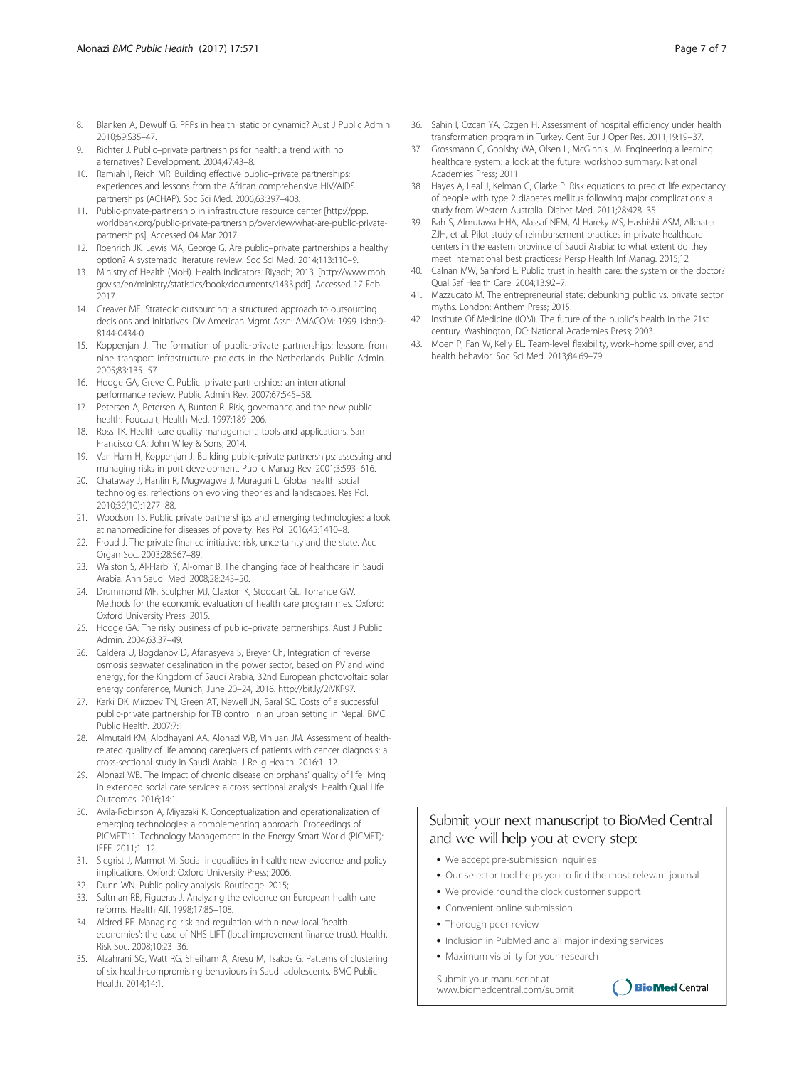8. Blanken A, Dewulf G. PPPs in health: static or dynamic? Aust J Public Admin. 2010;69:S35–47.
9. Richter J. Public–private partnerships for health: a trend with no alternatives? Development. 2004;47:43–8.
10. Ramiah I, Reich MR. Building effective public–private partnerships: experiences and lessons from the African comprehensive HIV/AIDS partnerships (ACHAP). Soc Sci Med. 2006;63:397–408.
11. Public-private-partnership in infrastructure resource center [http://ppp.worldbank.org/public-private-partnership/overview/what-are-public-private-partnerships]. Accessed 04 Mar 2017.
12. Roehrich JK, Lewis MA, George G. Are public–private partnerships a healthy option? A systematic literature review. Soc Sci Med. 2014;113:110–9.
13. Ministry of Health (MoH). Health indicators. Riyadh; 2013. [http://www.moh.gov.sa/en/ministry/statistics/book/documents/1433.pdf]. Accessed 17 Feb 2017.
14. Greaver MF. Strategic outsourcing: a structured approach to outsourcing decisions and initiatives. Div American Mgmt Assn: AMACOM; 1999. isbn:0-8144-0434-0.
15. Koppenjan J. The formation of public-private partnerships: lessons from nine transport infrastructure projects in the Netherlands. Public Admin. 2005;83:135–57.
16. Hodge GA, Greve C. Public–private partnerships: an international performance review. Public Admin Rev. 2007;67:545–58.
17. Petersen A, Petersen A, Bunton R. Risk, governance and the new public health. Foucault, Health Med. 1997:189–206.
18. Ross TK. Health care quality management: tools and applications. San Francisco CA: John Wiley & Sons; 2014.
19. Van Ham H, Koppenjan J. Building public-private partnerships: assessing and managing risks in port development. Public Manag Rev. 2001;3:593–616.
20. Chataway J, Hanlin R, Mugwagwa J, Muraguri L. Global health social technologies: reflections on evolving theories and landscapes. Res Pol. 2010;39(10):1277–88.
21. Woodson TS. Public private partnerships and emerging technologies: a look at nanomedicine for diseases of poverty. Res Pol. 2016;45:1410–8.
22. Froud J. The private finance initiative: risk, uncertainty and the state. Acc Organ Soc. 2003;28:567–89.
23. Walston S, Al-Harbi Y, Al-omar B. The changing face of healthcare in Saudi Arabia. Ann Saudi Med. 2008;28:243–50.
24. Drummond MF, Sculpher MJ, Claxton K, Stoddart GL, Torrance GW. Methods for the economic evaluation of health care programmes. Oxford: Oxford University Press; 2015.
25. Hodge GA. The risky business of public–private partnerships. Aust J Public Admin. 2004;63:37–49.
26. Caldera U, Bogdanov D, Afanasyeva S, Breyer Ch, Integration of reverse osmosis seawater desalination in the power sector, based on PV and wind energy, for the Kingdom of Saudi Arabia, 32nd European photovoltaic solar energy conference, Munich, June 20–24, 2016. http://bit.ly/2iVKP97.
27. Karki DK, Mirzoev TN, Green AT, Newell JN, Baral SC. Costs of a successful public-private partnership for TB control in an urban setting in Nepal. BMC Public Health. 2007;7:1.
28. Almutairi KM, Alodhayani AA, Alonazi WB, Vinluan JM. Assessment of health-related quality of life among caregivers of patients with cancer diagnosis: a cross-sectional study in Saudi Arabia. J Relig Health. 2016:1–12.
29. Alonazi WB. The impact of chronic disease on orphans' quality of life living in extended social care services: a cross sectional analysis. Health Qual Life Outcomes. 2016;14:1.
30. Avila-Robinson A, Miyazaki K. Conceptualization and operationalization of emerging technologies: a complementing approach. Proceedings of PICMET'11: Technology Management in the Energy Smart World (PICMET): IEEE. 2011;1–12.
31. Siegrist J, Marmot M. Social inequalities in health: new evidence and policy implications. Oxford: Oxford University Press; 2006.
32. Dunn WN. Public policy analysis. Routledge. 2015;
33. Saltman RB, Figueras J. Analyzing the evidence on European health care reforms. Health Aff. 1998;17:85–108.
34. Aldred RE. Managing risk and regulation within new local 'health economies': the case of NHS LIFT (local improvement finance trust). Health, Risk Soc. 2008;10:23–36.
35. Alzahrani SG, Watt RG, Sheiham A, Aresu M, Tsakos G. Patterns of clustering of six health-compromising behaviours in Saudi adolescents. BMC Public Health. 2014;14:1.
36. Sahin I, Ozcan YA, Ozgen H. Assessment of hospital efficiency under health transformation program in Turkey. Cent Eur J Oper Res. 2011;19:19–37.
37. Grossmann C, Goolsby WA, Olsen L, McGinnis JM. Engineering a learning healthcare system: a look at the future: workshop summary: National Academies Press; 2011.
38. Hayes A, Leal J, Kelman C, Clarke P. Risk equations to predict life expectancy of people with type 2 diabetes mellitus following major complications: a study from Western Australia. Diabet Med. 2011;28:428–35.
39. Bah S, Almutawa HHA, Alassaf NFM, Al Hareky MS, Hashishi ASM, Alkhater ZJH, et al. Pilot study of reimbursement practices in private healthcare centers in the eastern province of Saudi Arabia: to what extent do they meet international best practices? Persp Health Inf Manag. 2015;12
40. Calnan MW, Sanford E. Public trust in health care: the system or the doctor? Qual Saf Health Care. 2004;13:92–7.
41. Mazzucato M. The entrepreneurial state: debunking public vs. private sector myths. London: Anthem Press; 2015.
42. Institute Of Medicine (IOM). The future of the public's health in the 21st century. Washington, DC: National Academies Press; 2003.
43. Moen P, Fan W, Kelly EL. Team-level flexibility, work–home spill over, and health behavior. Soc Sci Med. 2013;84:69–79.

Submit your next manuscript to BioMed Central and we will help you at every step:

- We accept pre-submission inquiries
- Our selector tool helps you to find the most relevant journal
- We provide round the clock customer support
- Convenient online submission
- Thorough peer review
- Inclusion in PubMed and all major indexing services
- Maximum visibility for your research

Submit your manuscript at www.biomedcentral.com/submit

BioMed Central